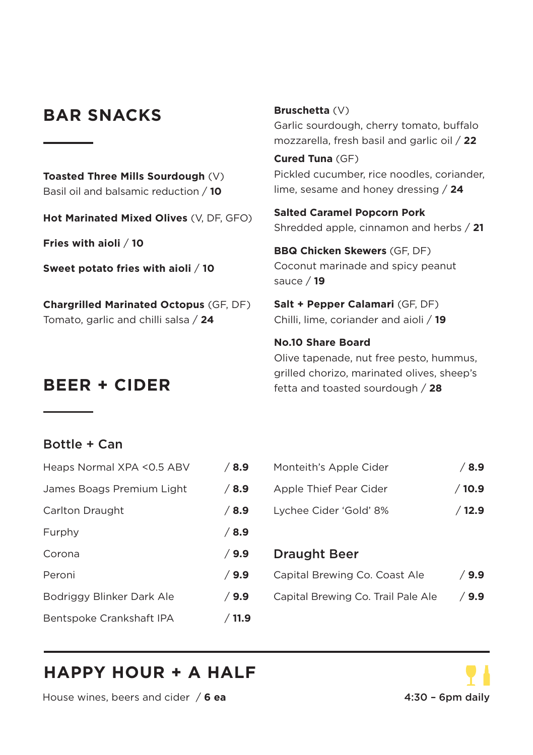# BAR SNACKS

**Toasted Three Mills Sourdough** (V)
Basil oil and balsamic reduction / **10**

**Hot Marinated Mixed Olives** (V, DF, GFO)

**Fries with aioli** / **10**

**Sweet potato fries with aioli** / **10**

**Chargrilled Marinated Octopus** (GF, DF)
Tomato, garlic and chilli salsa / **24**

**Bruschetta** (V)
Garlic sourdough, cherry tomato, buffalo mozzarella, fresh basil and garlic oil / **22**

**Cured Tuna** (GF)
Pickled cucumber, rice noodles, coriander, lime, sesame and honey dressing / **24**

**Salted Caramel Popcorn Pork**
Shredded apple, cinnamon and herbs / **21**

**BBQ Chicken Skewers** (GF, DF)
Coconut marinade and spicy peanut sauce / **19**

**Salt + Pepper Calamari** (GF, DF)
Chilli, lime, coriander and aioli / **19**

**No.10 Share Board**
Olive tapenade, nut free pesto, hummus, grilled chorizo, marinated olives, sheep's fetta and toasted sourdough / **28**

# BEER + CIDER

## Bottle + Can

| Item | Price |
|---|---|
| Heaps Normal XPA <0.5 ABV | / **8.9** |
| James Boags Premium Light | / **8.9** |
| Carlton Draught | / **8.9** |
| Furphy | / **8.9** |
| Corona | / **9.9** |
| Peroni | / **9.9** |
| Bodriggy Blinker Dark Ale | / **9.9** |
| Bentspoke Crankshaft IPA | / **11.9** |
| Monteith's Apple Cider | / **8.9** |
| Apple Thief Pear Cider | / **10.9** |
| Lychee Cider 'Gold' 8% | / **12.9** |

## Draught Beer

| Item | Price |
|---|---|
| Capital Brewing Co. Coast Ale | / **9.9** |
| Capital Brewing Co. Trail Pale Ale | / **9.9** |

# HAPPY HOUR + A HALF

House wines, beers and cider / **6 ea**

**4:30 – 6pm daily**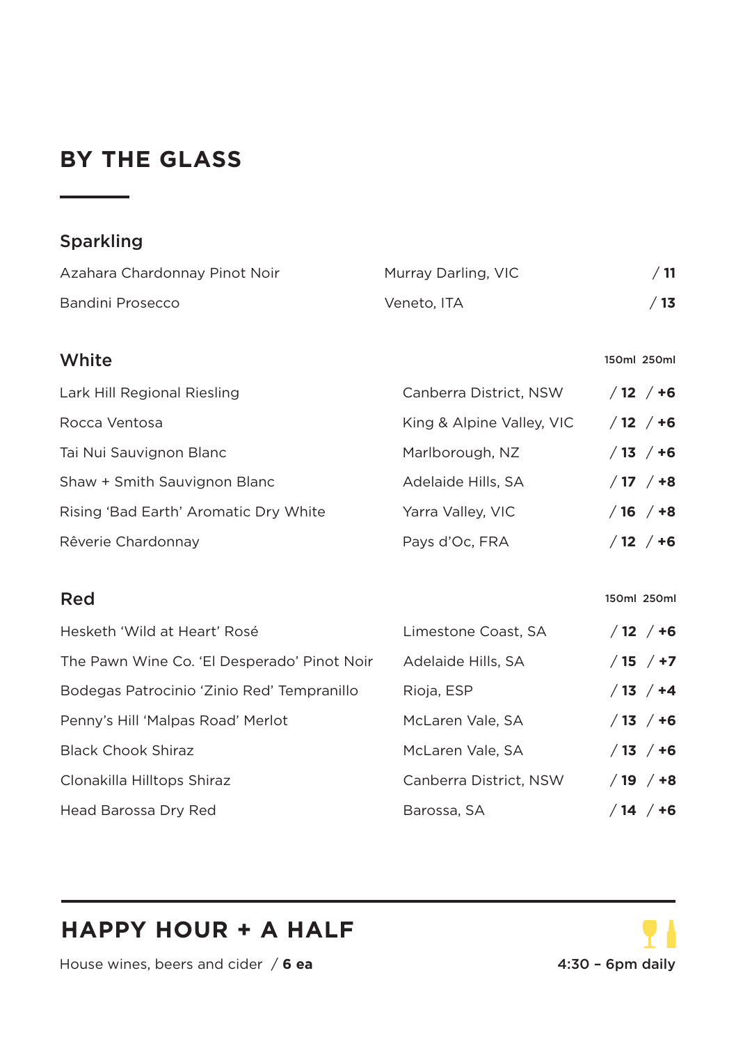# BY THE GLASS

## Sparkling

| Wine | Region | Price |
|---|---|---|
| Azahara Chardonnay Pinot Noir | Murray Darling, VIC | / **11** |
| Bandini Prosecco | Veneto, ITA | / **13** |

## White

| Wine | Region | 150ml | 250ml |
|---|---|---|---|
| Lark Hill Regional Riesling | Canberra District, NSW | / **12** | / **+6** |
| Rocca Ventosa | King & Alpine Valley, VIC | / **12** | / **+6** |
| Tai Nui Sauvignon Blanc | Marlborough, NZ | / **13** | / **+6** |
| Shaw + Smith Sauvignon Blanc | Adelaide Hills, SA | / **17** | / **+8** |
| Rising 'Bad Earth' Aromatic Dry White | Yarra Valley, VIC | / **16** | / **+8** |
| Rêverie Chardonnay | Pays d'Oc, FRA | / **12** | / **+6** |

## Red

| Wine | Region | 150ml | 250ml |
|---|---|---|---|
| Hesketh 'Wild at Heart' Rosé | Limestone Coast, SA | / **12** | / **+6** |
| The Pawn Wine Co. 'El Desperado' Pinot Noir | Adelaide Hills, SA | / **15** | / **+7** |
| Bodegas Patrocinio 'Zinio Red' Tempranillo | Rioja, ESP | / **13** | / **+4** |
| Penny's Hill 'Malpas Road' Merlot | McLaren Vale, SA | / **13** | / **+6** |
| Black Chook Shiraz | McLaren Vale, SA | / **13** | / **+6** |
| Clonakilla Hilltops Shiraz | Canberra District, NSW | / **19** | / **+8** |
| Head Barossa Dry Red | Barossa, SA | / **14** | / **+6** |

# HAPPY HOUR + A HALF

House wines, beers and cider / **6 ea**

4:30 – 6pm daily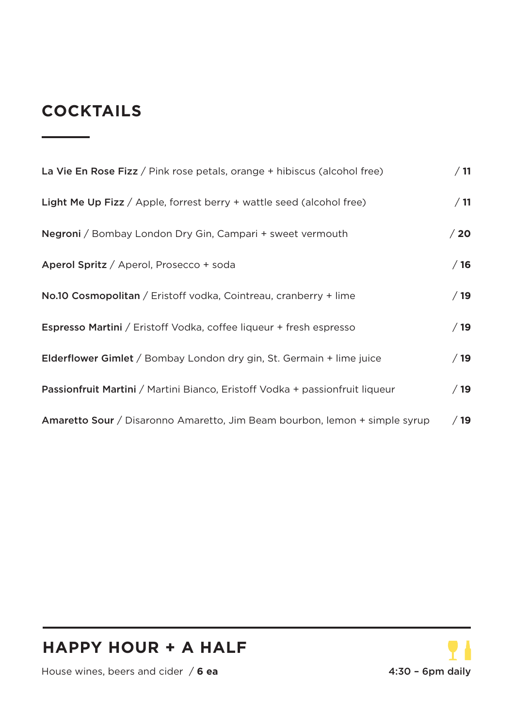## COCKTAILS

**La Vie En Rose Fizz** / Pink rose petals, orange + hibiscus (alcohol free) / **11**

**Light Me Up Fizz** / Apple, forrest berry + wattle seed (alcohol free) / **11**

**Negroni** / Bombay London Dry Gin, Campari + sweet vermouth / **20**

**Aperol Spritz** / Aperol, Prosecco + soda / **16**

**No.10 Cosmopolitan** / Eristoff vodka, Cointreau, cranberry + lime / **19**

**Espresso Martini** / Eristoff Vodka, coffee liqueur + fresh espresso / **19**

**Elderflower Gimlet** / Bombay London dry gin, St. Germain + lime juice / **19**

**Passionfruit Martini** / Martini Bianco, Eristoff Vodka + passionfruit liqueur / **19**

**Amaretto Sour** / Disaronno Amaretto, Jim Beam bourbon, lemon + simple syrup / **19**

## HAPPY HOUR + A HALF

House wines, beers and cider / **6 ea**

**4:30 – 6pm daily**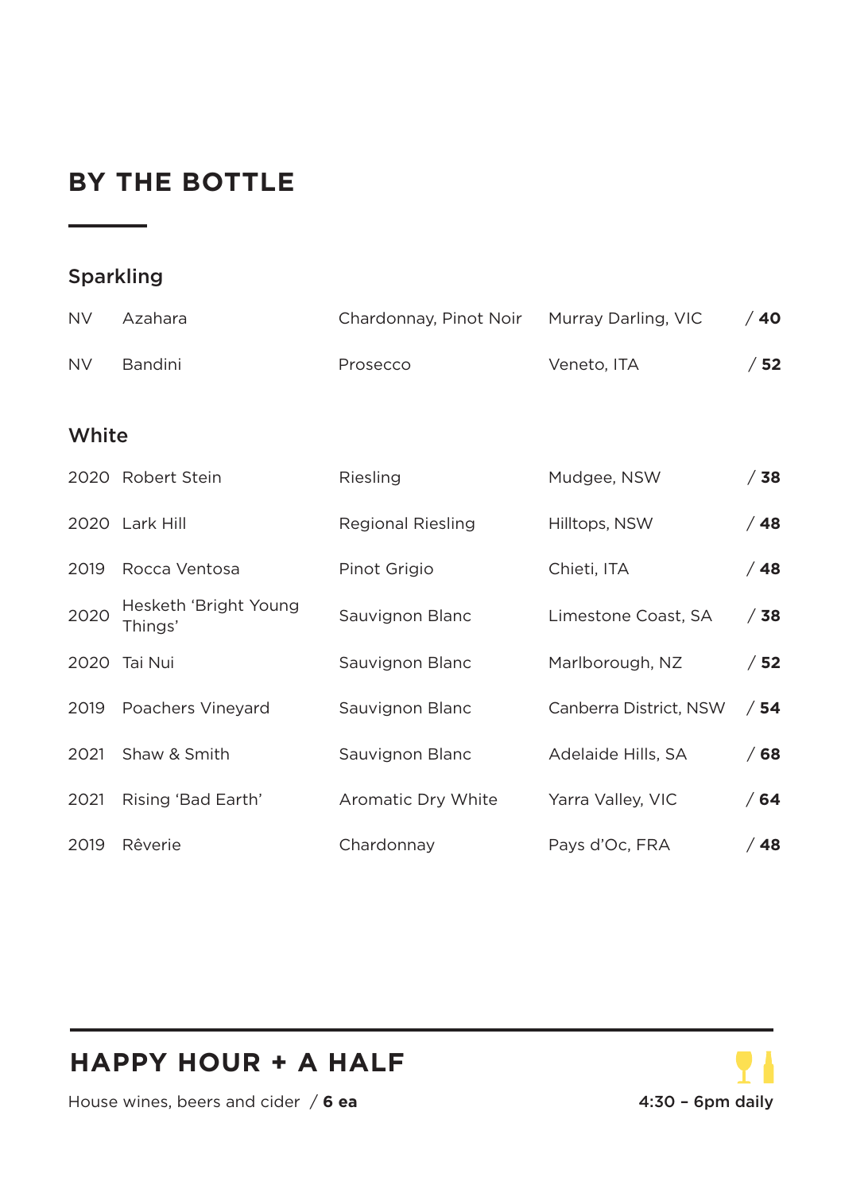# BY THE BOTTLE

## Sparkling

| | | | | |
|---|---|---|---|---|
| NV | Azahara | Chardonnay, Pinot Noir | Murray Darling, VIC | / **40** |
| NV | Bandini | Prosecco | Veneto, ITA | / **52** |

## White

| | | | | |
|---|---|---|---|---|
| 2020 | Robert Stein | Riesling | Mudgee, NSW | / **38** |
| 2020 | Lark Hill | Regional Riesling | Hilltops, NSW | / **48** |
| 2019 | Rocca Ventosa | Pinot Grigio | Chieti, ITA | / **48** |
| 2020 | Hesketh 'Bright Young Things' | Sauvignon Blanc | Limestone Coast, SA | / **38** |
| 2020 | Tai Nui | Sauvignon Blanc | Marlborough, NZ | / **52** |
| 2019 | Poachers Vineyard | Sauvignon Blanc | Canberra District, NSW | / **54** |
| 2021 | Shaw & Smith | Sauvignon Blanc | Adelaide Hills, SA | / **68** |
| 2021 | Rising 'Bad Earth' | Aromatic Dry White | Yarra Valley, VIC | / **64** |
| 2019 | Rêverie | Chardonnay | Pays d'Oc, FRA | / **48** |

## HAPPY HOUR + A HALF

House wines, beers and cider / **6 ea**

**4:30 – 6pm daily**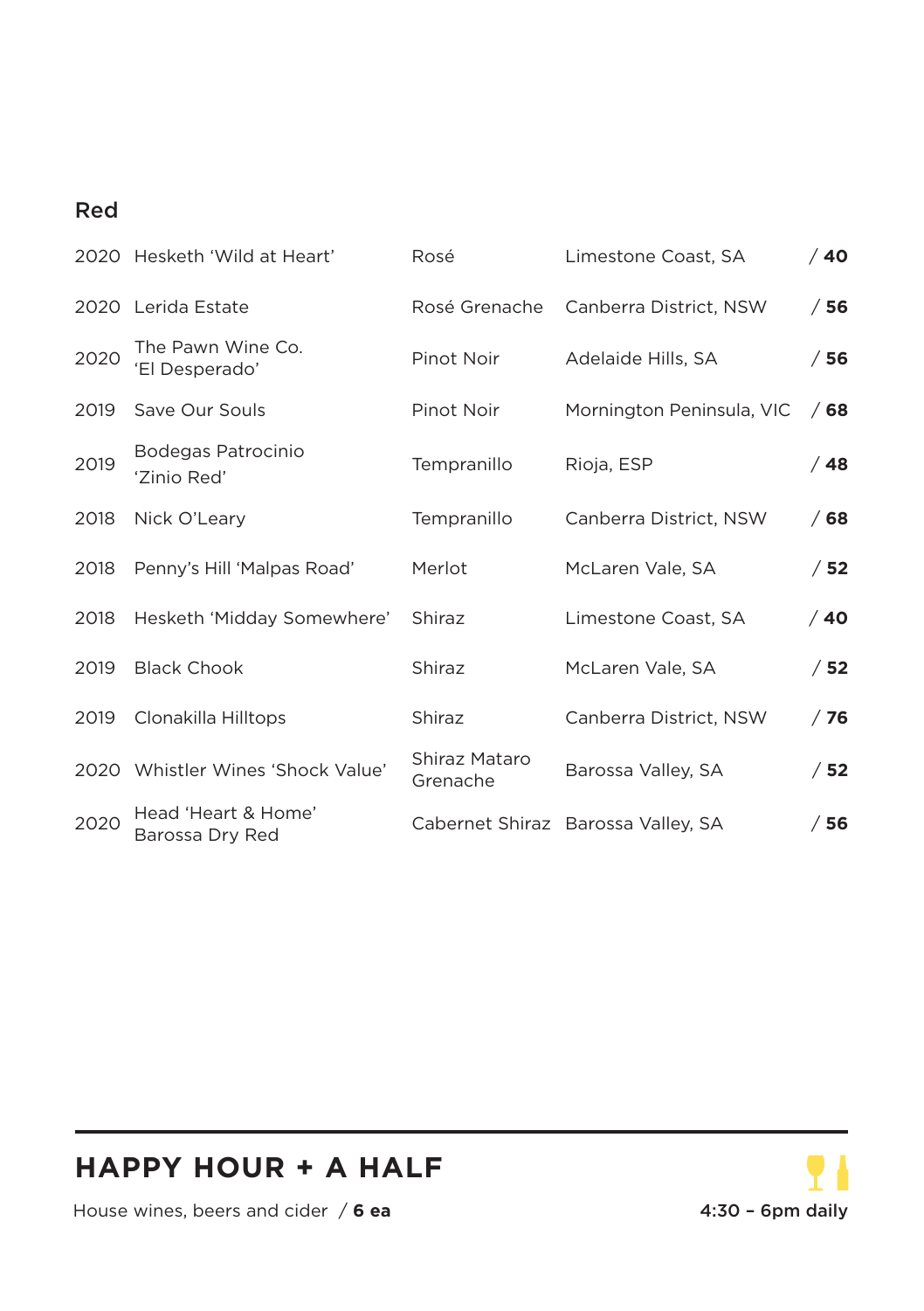## Red

| | | | | |
|---|---|---|---|---|
| 2020 | Hesketh 'Wild at Heart' | Rosé | Limestone Coast, SA | / **40** |
| 2020 | Lerida Estate | Rosé Grenache | Canberra District, NSW | / **56** |
| 2020 | The Pawn Wine Co. 'El Desperado' | Pinot Noir | Adelaide Hills, SA | / **56** |
| 2019 | Save Our Souls | Pinot Noir | Mornington Peninsula, VIC | / **68** |
| 2019 | Bodegas Patrocinio 'Zinio Red' | Tempranillo | Rioja, ESP | / **48** |
| 2018 | Nick O'Leary | Tempranillo | Canberra District, NSW | / **68** |
| 2018 | Penny's Hill 'Malpas Road' | Merlot | McLaren Vale, SA | / **52** |
| 2018 | Hesketh 'Midday Somewhere' | Shiraz | Limestone Coast, SA | / **40** |
| 2019 | Black Chook | Shiraz | McLaren Vale, SA | / **52** |
| 2019 | Clonakilla Hilltops | Shiraz | Canberra District, NSW | / **76** |
| 2020 | Whistler Wines 'Shock Value' | Shiraz Mataro Grenache | Barossa Valley, SA | / **52** |
| 2020 | Head 'Heart & Home' Barossa Dry Red | Cabernet Shiraz | Barossa Valley, SA | / **56** |

## HAPPY HOUR + A HALF

House wines, beers and cider / **6 ea**

**4:30 – 6pm daily**